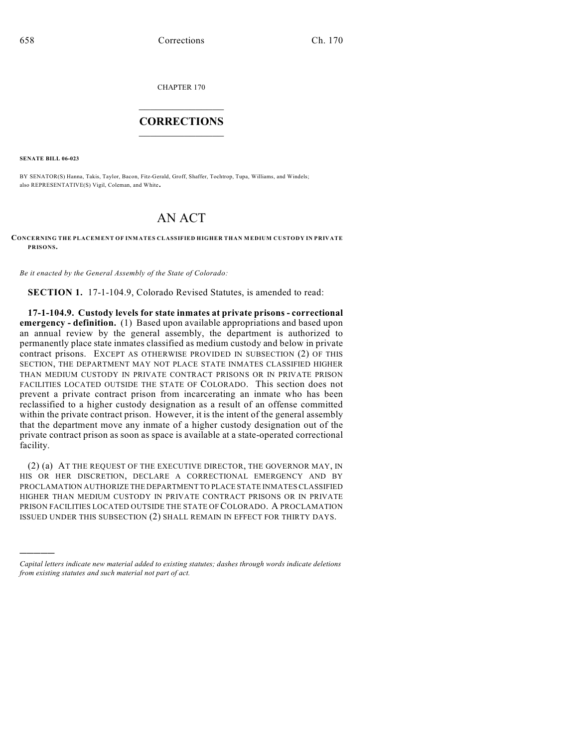CHAPTER 170

# CORRECTIONS

**SENATE BILL 06-023**

BY SENATOR(S) Hanna, Takis, Taylor, Bacon, Fitz-Gerald, Groff, Shaffer, Tochtrop, Tupa, Williams, and Windels; also REPRESENTATIVE(S) Vigil, Coleman, and White.

# AN ACT

**CONCERNING THE PLACEMENT OF INMATES CLASSIFIED HIGHER THAN MEDIUM CUSTODY IN PRIVATE PRISONS.**

*Be it enacted by the General Assembly of the State of Colorado:*

**SECTION 1.** 17-1-104.9, Colorado Revised Statutes, is amended to read:

**17-1-104.9. Custody levels for state inmates at private prisons - correctional emergency - definition.** (1) Based upon available appropriations and based upon an annual review by the general assembly, the department is authorized to permanently place state inmates classified as medium custody and below in private contract prisons. EXCEPT AS OTHERWISE PROVIDED IN SUBSECTION (2) OF THIS SECTION, THE DEPARTMENT MAY NOT PLACE STATE INMATES CLASSIFIED HIGHER THAN MEDIUM CUSTODY IN PRIVATE CONTRACT PRISONS OR IN PRIVATE PRISON FACILITIES LOCATED OUTSIDE THE STATE OF COLORADO. This section does not prevent a private contract prison from incarcerating an inmate who has been reclassified to a higher custody designation as a result of an offense committed within the private contract prison. However, it is the intent of the general assembly that the department move any inmate of a higher custody designation out of the private contract prison as soon as space is available at a state-operated correctional facility.

(2) (a) AT THE REQUEST OF THE EXECUTIVE DIRECTOR, THE GOVERNOR MAY, IN HIS OR HER DISCRETION, DECLARE A CORRECTIONAL EMERGENCY AND BY PROCLAMATION AUTHORIZE THE DEPARTMENT TO PLACE STATE INMATES CLASSIFIED HIGHER THAN MEDIUM CUSTODY IN PRIVATE CONTRACT PRISONS OR IN PRIVATE PRISON FACILITIES LOCATED OUTSIDE THE STATE OF COLORADO. A PROCLAMATION ISSUED UNDER THIS SUBSECTION (2) SHALL REMAIN IN EFFECT FOR THIRTY DAYS.

---

*Capital letters indicate new material added to existing statutes; dashes through words indicate deletions from existing statutes and such material not part of act.*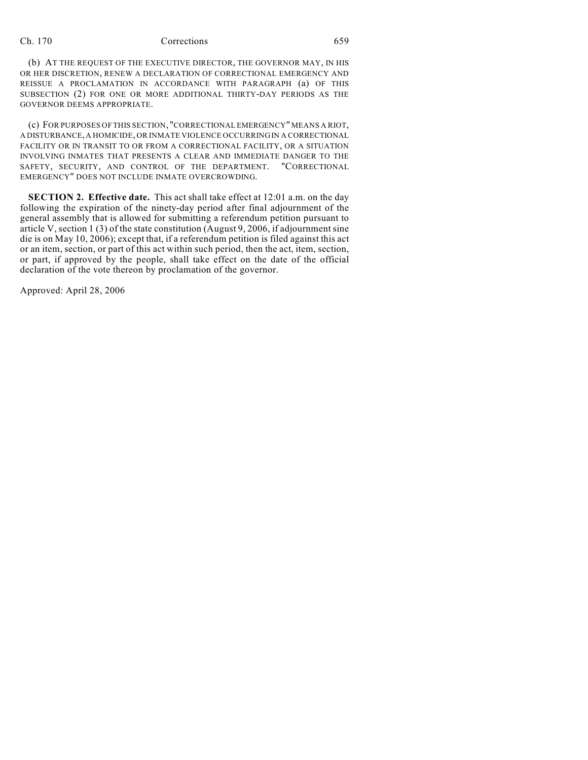(b) AT THE REQUEST OF THE EXECUTIVE DIRECTOR, THE GOVERNOR MAY, IN HIS OR HER DISCRETION, RENEW A DECLARATION OF CORRECTIONAL EMERGENCY AND REISSUE A PROCLAMATION IN ACCORDANCE WITH PARAGRAPH (a) OF THIS SUBSECTION (2) FOR ONE OR MORE ADDITIONAL THIRTY-DAY PERIODS AS THE GOVERNOR DEEMS APPROPRIATE.

(c) FOR PURPOSES OF THIS SECTION, "CORRECTIONAL EMERGENCY" MEANS A RIOT, A DISTURBANCE, A HOMICIDE, OR INMATE VIOLENCE OCCURRING IN A CORRECTIONAL FACILITY OR IN TRANSIT TO OR FROM A CORRECTIONAL FACILITY, OR A SITUATION INVOLVING INMATES THAT PRESENTS A CLEAR AND IMMEDIATE DANGER TO THE SAFETY, SECURITY, AND CONTROL OF THE DEPARTMENT. "CORRECTIONAL EMERGENCY" DOES NOT INCLUDE INMATE OVERCROWDING.

**SECTION 2. Effective date.** This act shall take effect at 12:01 a.m. on the day following the expiration of the ninety-day period after final adjournment of the general assembly that is allowed for submitting a referendum petition pursuant to article V, section 1 (3) of the state constitution (August 9, 2006, if adjournment sine die is on May 10, 2006); except that, if a referendum petition is filed against this act or an item, section, or part of this act within such period, then the act, item, section, or part, if approved by the people, shall take effect on the date of the official declaration of the vote thereon by proclamation of the governor.

Approved: April 28, 2006